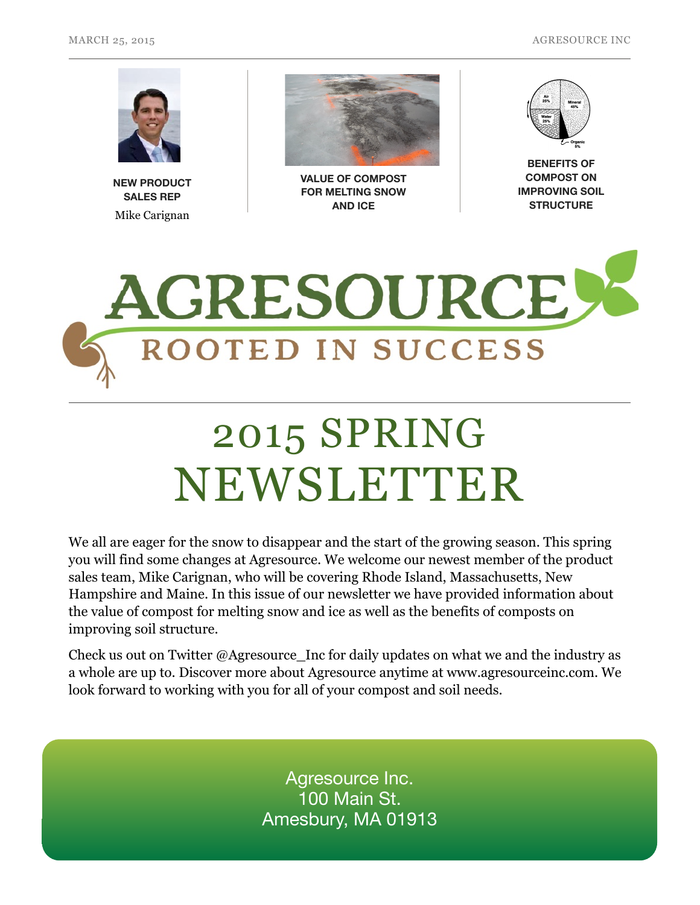MARCH 25, 2015 AGRESOURCE INC

**NEW PRODUCT SALES REP**
Mike Carignan

**VALUE OF COMPOST FOR MELTING SNOW AND ICE**

**BENEFITS OF COMPOST ON IMPROVING SOIL STRUCTURE**

AGRESOURCE
ROOTED IN SUCCESS

# 2015 SPRING NEWSLETTER

We all are eager for the snow to disappear and the start of the growing season. This spring you will find some changes at Agresource. We welcome our newest member of the product sales team, Mike Carignan, who will be covering Rhode Island, Massachusetts, New Hampshire and Maine. In this issue of our newsletter we have provided information about the value of compost for melting snow and ice as well as the benefits of composts on improving soil structure.

Check us out on Twitter @Agresource_Inc for daily updates on what we and the industry as a whole are up to. Discover more about Agresource anytime at www.agresourceinc.com. We look forward to working with you for all of your compost and soil needs.

Agresource Inc.
100 Main St.
Amesbury, MA 01913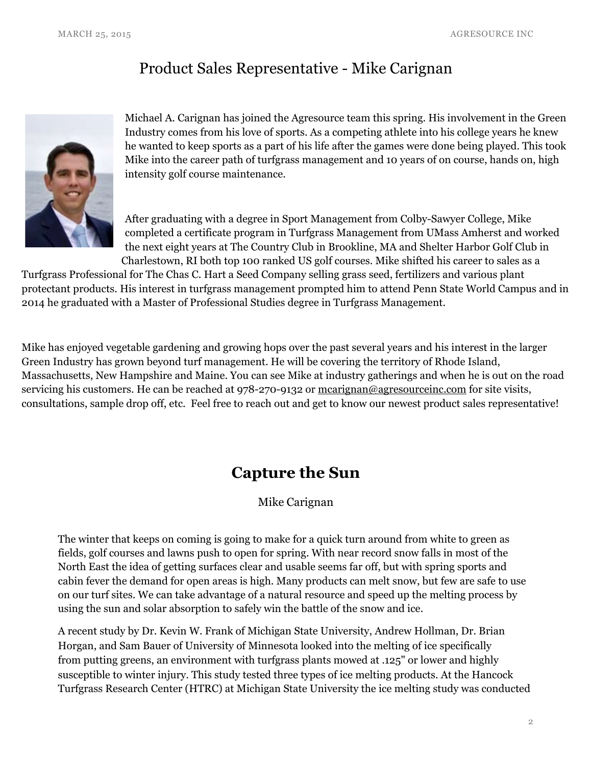## Product Sales Representative - Mike Carignan

Michael A. Carignan has joined the Agresource team this spring. His involvement in the Green Industry comes from his love of sports. As a competing athlete into his college years he knew he wanted to keep sports as a part of his life after the games were done being played. This took Mike into the career path of turfgrass management and 10 years of on course, hands on, high intensity golf course maintenance.

After graduating with a degree in Sport Management from Colby-Sawyer College, Mike completed a certificate program in Turfgrass Management from UMass Amherst and worked the next eight years at The Country Club in Brookline, MA and Shelter Harbor Golf Club in Charlestown, RI both top 100 ranked US golf courses. Mike shifted his career to sales as a Turfgrass Professional for The Chas C. Hart a Seed Company selling grass seed, fertilizers and various plant protectant products. His interest in turfgrass management prompted him to attend Penn State World Campus and in 2014 he graduated with a Master of Professional Studies degree in Turfgrass Management.

Mike has enjoyed vegetable gardening and growing hops over the past several years and his interest in the larger Green Industry has grown beyond turf management. He will be covering the territory of Rhode Island, Massachusetts, New Hampshire and Maine. You can see Mike at industry gatherings and when he is out on the road servicing his customers. He can be reached at 978-270-9132 or mcarignan@agresourceinc.com for site visits, consultations, sample drop off, etc. Feel free to reach out and get to know our newest product sales representative!

## Capture the Sun

Mike Carignan

The winter that keeps on coming is going to make for a quick turn around from white to green as fields, golf courses and lawns push to open for spring. With near record snow falls in most of the North East the idea of getting surfaces clear and usable seems far off, but with spring sports and cabin fever the demand for open areas is high. Many products can melt snow, but few are safe to use on our turf sites. We can take advantage of a natural resource and speed up the melting process by using the sun and solar absorption to safely win the battle of the snow and ice.

A recent study by Dr. Kevin W. Frank of Michigan State University, Andrew Hollman, Dr. Brian Horgan, and Sam Bauer of University of Minnesota looked into the melting of ice specifically from putting greens, an environment with turfgrass plants mowed at .125" or lower and highly susceptible to winter injury. This study tested three types of ice melting products. At the Hancock Turfgrass Research Center (HTRC) at Michigan State University the ice melting study was conducted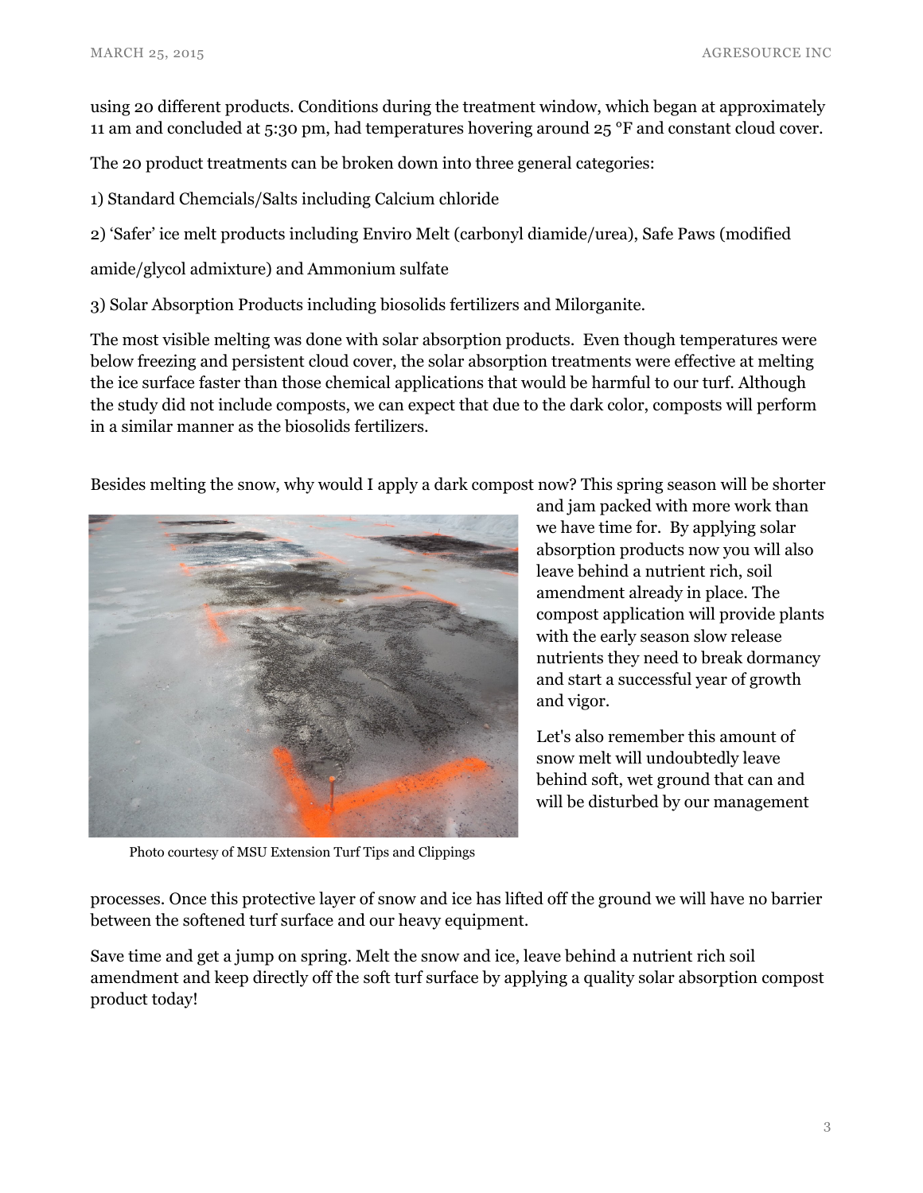using 20 different products. Conditions during the treatment window, which began at approximately 11 am and concluded at 5:30 pm, had temperatures hovering around 25 °F and constant cloud cover.

The 20 product treatments can be broken down into three general categories:

1) Standard Chemcials/Salts including Calcium chloride

2) 'Safer' ice melt products including Enviro Melt (carbonyl diamide/urea), Safe Paws (modified amide/glycol admixture) and Ammonium sulfate

3) Solar Absorption Products including biosolids fertilizers and Milorganite.

The most visible melting was done with solar absorption products. Even though temperatures were below freezing and persistent cloud cover, the solar absorption treatments were effective at melting the ice surface faster than those chemical applications that would be harmful to our turf. Although the study did not include composts, we can expect that due to the dark color, composts will perform in a similar manner as the biosolids fertilizers.

Besides melting the snow, why would I apply a dark compost now? This spring season will be shorter and jam packed with more work than we have time for. By applying solar absorption products now you will also leave behind a nutrient rich, soil amendment already in place. The compost application will provide plants with the early season slow release nutrients they need to break dormancy and start a successful year of growth and vigor.

Photo courtesy of MSU Extension Turf Tips and Clippings

Let's also remember this amount of snow melt will undoubtedly leave behind soft, wet ground that can and will be disturbed by our management processes. Once this protective layer of snow and ice has lifted off the ground we will have no barrier between the softened turf surface and our heavy equipment.

Save time and get a jump on spring. Melt the snow and ice, leave behind a nutrient rich soil amendment and keep directly off the soft turf surface by applying a quality solar absorption compost product today!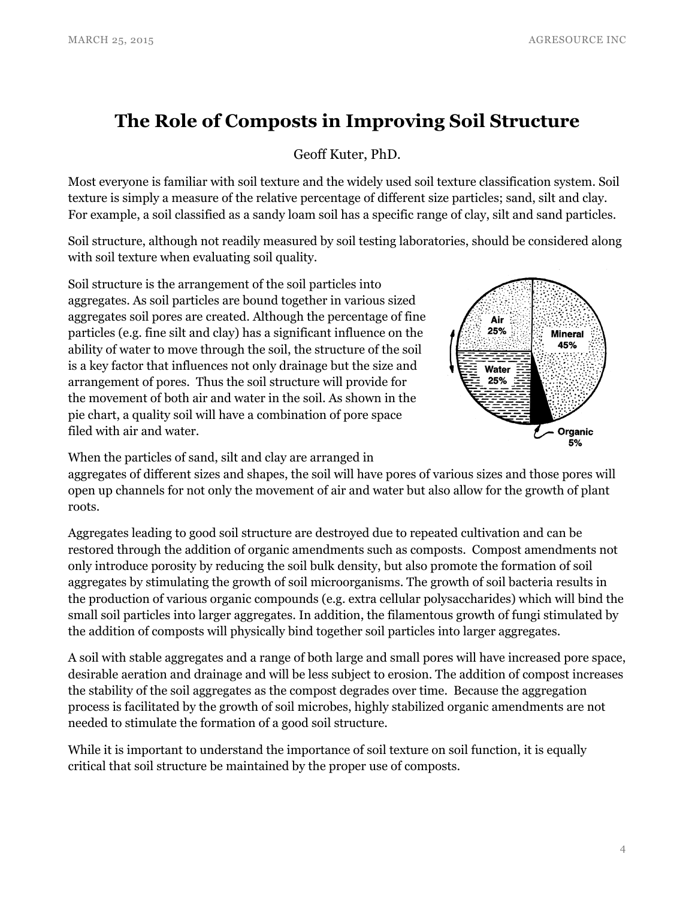# The Role of Composts in Improving Soil Structure

Geoff Kuter, PhD.

Most everyone is familiar with soil texture and the widely used soil texture classification system. Soil texture is simply a measure of the relative percentage of different size particles; sand, silt and clay. For example, a soil classified as a sandy loam soil has a specific range of clay, silt and sand particles.

Soil structure, although not readily measured by soil testing laboratories, should be considered along with soil texture when evaluating soil quality.

Soil structure is the arrangement of the soil particles into aggregates. As soil particles are bound together in various sized aggregates soil pores are created. Although the percentage of fine particles (e.g. fine silt and clay) has a significant influence on the ability of water to move through the soil, the structure of the soil is a key factor that influences not only drainage but the size and arrangement of pores. Thus the soil structure will provide for the movement of both air and water in the soil. As shown in the pie chart, a quality soil will have a combination of pore space filed with air and water.

Air
25%

Mineral
45%

Water
25%

Organic
5%

When the particles of sand, silt and clay are arranged in aggregates of different sizes and shapes, the soil will have pores of various sizes and those pores will open up channels for not only the movement of air and water but also allow for the growth of plant roots.

Aggregates leading to good soil structure are destroyed due to repeated cultivation and can be restored through the addition of organic amendments such as composts. Compost amendments not only introduce porosity by reducing the soil bulk density, but also promote the formation of soil aggregates by stimulating the growth of soil microorganisms. The growth of soil bacteria results in the production of various organic compounds (e.g. extra cellular polysaccharides) which will bind the small soil particles into larger aggregates. In addition, the filamentous growth of fungi stimulated by the addition of composts will physically bind together soil particles into larger aggregates.

A soil with stable aggregates and a range of both large and small pores will have increased pore space, desirable aeration and drainage and will be less subject to erosion. The addition of compost increases the stability of the soil aggregates as the compost degrades over time. Because the aggregation process is facilitated by the growth of soil microbes, highly stabilized organic amendments are not needed to stimulate the formation of a good soil structure.

While it is important to understand the importance of soil texture on soil function, it is equally critical that soil structure be maintained by the proper use of composts.